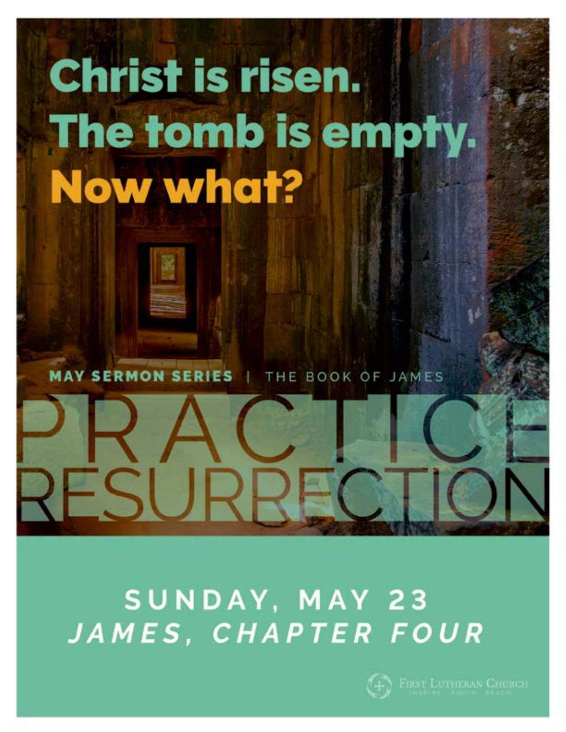# Christ is risen.
# The tomb is empty.
# Now what?

**MAY SERMON SERIES** | THE BOOK OF JAMES

# PRACTICE RESURRECTION

## SUNDAY, MAY 23

## *JAMES, CHAPTER FOUR*

First Lutheran Church

INSPIRE · EQUIP · REACH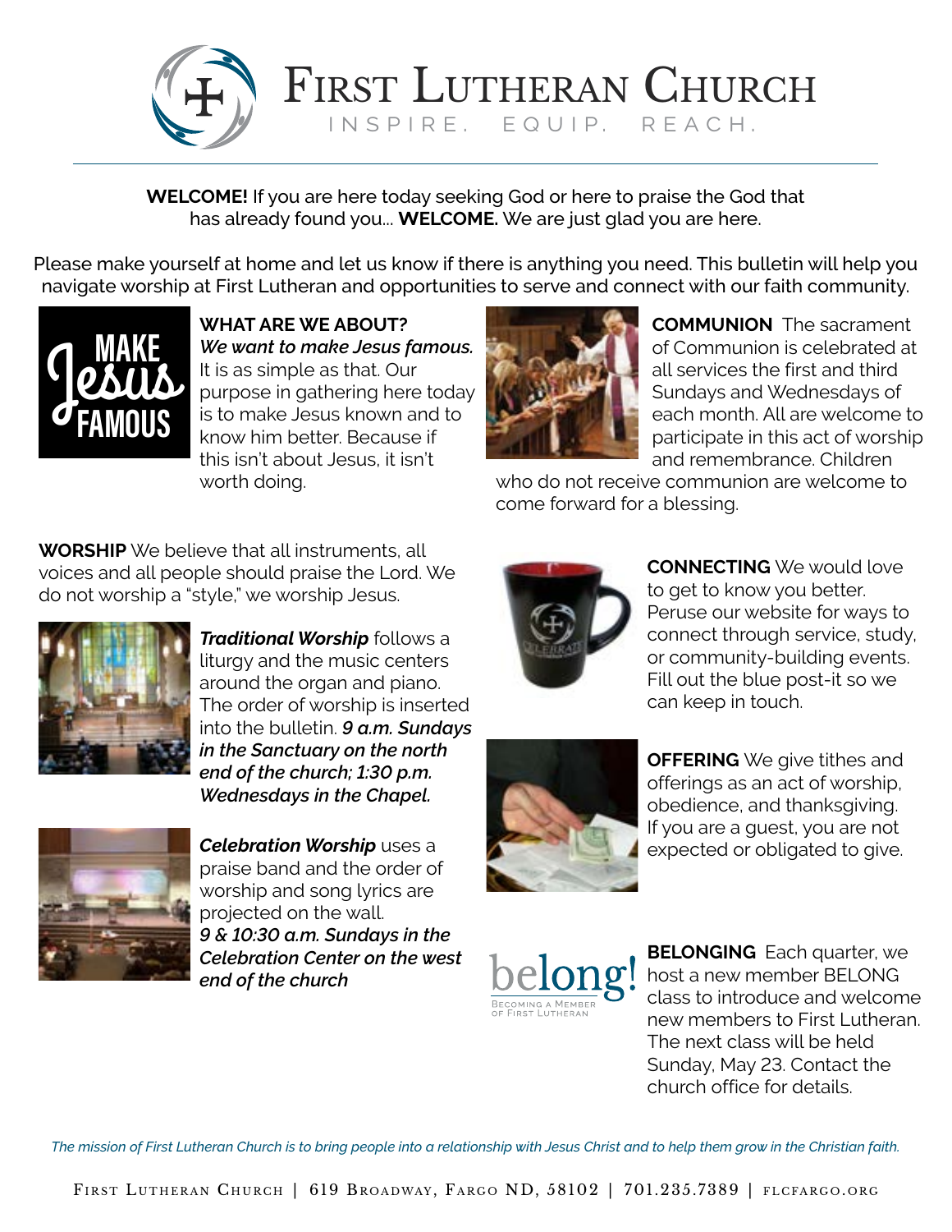# First Lutheran Church

INSPIRE. EQUIP. REACH.

**WELCOME!** If you are here today seeking God or here to praise the God that has already found you... **WELCOME.** We are just glad you are here.

Please make yourself at home and let us know if there is anything you need. This bulletin will help you navigate worship at First Lutheran and opportunities to serve and connect with our faith community.

**WHAT ARE WE ABOUT?**
***We want to make Jesus famous.*** It is as simple as that. Our purpose in gathering here today is to make Jesus known and to know him better. Because if this isn't about Jesus, it isn't worth doing.

**COMMUNION** The sacrament of Communion is celebrated at all services the first and third Sundays and Wednesdays of each month. All are welcome to participate in this act of worship and remembrance. Children who do not receive communion are welcome to come forward for a blessing.

**WORSHIP** We believe that all instruments, all voices and all people should praise the Lord. We do not worship a "style," we worship Jesus.

***Traditional Worship*** follows a liturgy and the music centers around the organ and piano. The order of worship is inserted into the bulletin. ***9 a.m. Sundays in the Sanctuary on the north end of the church; 1:30 p.m. Wednesdays in the Chapel.***

***Celebration Worship*** uses a praise band and the order of worship and song lyrics are projected on the wall. ***9 & 10:30 a.m. Sundays in the Celebration Center on the west end of the church***

**CONNECTING** We would love to get to know you better. Peruse our website for ways to connect through service, study, or community-building events. Fill out the blue post-it so we can keep in touch.

**OFFERING** We give tithes and offerings as an act of worship, obedience, and thanksgiving. If you are a guest, you are not expected or obligated to give.

**BELONGING** Each quarter, we host a new member BELONG class to introduce and welcome new members to First Lutheran. The next class will be held Sunday, May 23. Contact the church office for details.

*The mission of First Lutheran Church is to bring people into a relationship with Jesus Christ and to help them grow in the Christian faith.*

First Lutheran Church | 619 Broadway, Fargo ND, 58102 | 701.235.7389 | flcfargo.org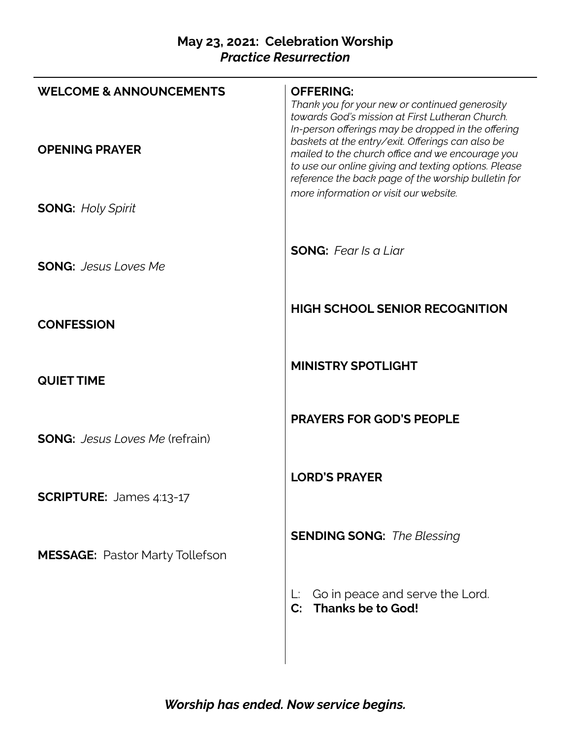**May 23, 2021: Celebration Worship**
***Practice Resurrection***

**WELCOME & ANNOUNCEMENTS**

**OPENING PRAYER**

**SONG:** *Holy Spirit*

**SONG:** *Jesus Loves Me*

**CONFESSION**

**QUIET TIME**

**SONG:** *Jesus Loves Me* (refrain)

**SCRIPTURE:** James 4:13-17

**MESSAGE:** Pastor Marty Tollefson

**OFFERING:**
*Thank you for your new or continued generosity towards God's mission at First Lutheran Church. In-person offerings may be dropped in the offering baskets at the entry/exit. Offerings can also be mailed to the church office and we encourage you to use our online giving and texting options. Please reference the back page of the worship bulletin for more information or visit our website.*

**SONG:** *Fear Is a Liar*

**HIGH SCHOOL SENIOR RECOGNITION**

**MINISTRY SPOTLIGHT**

**PRAYERS FOR GOD'S PEOPLE**

**LORD'S PRAYER**

**SENDING SONG:** *The Blessing*

L: Go in peace and serve the Lord.
**C: Thanks be to God!**

***Worship has ended. Now service begins.***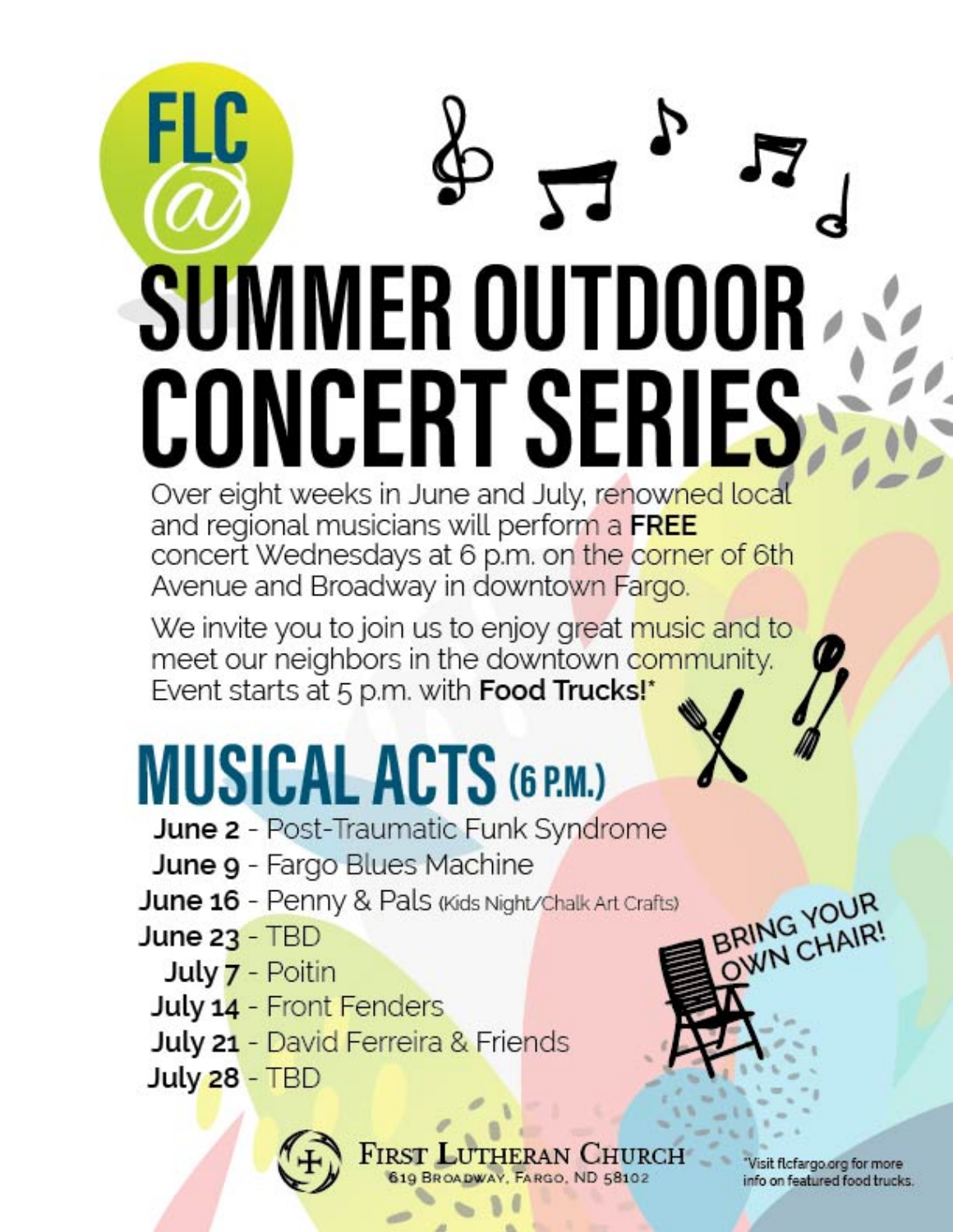# FLC @ SUMMER OUTDOOR CONCERT SERIES

Over eight weeks in June and July, renowned local and regional musicians will perform a **FREE** concert Wednesdays at 6 p.m. on the corner of 6th Avenue and Broadway in downtown Fargo.

We invite you to join us to enjoy great music and to meet our neighbors in the downtown community. Event starts at 5 p.m. with **Food Trucks!***

## MUSICAL ACTS (6 P.M.)

- **June 2** - Post-Traumatic Funk Syndrome
- **June 9** - Fargo Blues Machine
- **June 16** - Penny & Pals (Kids Night/Chalk Art Crafts)
- **June 23** - TBD
- **July 7** - Poitin
- **July 14** - Front Fenders
- **July 21** - David Ferreira & Friends
- **July 28** - TBD

BRING YOUR OWN CHAIR!

FIRST LUTHERAN CHURCH
619 BROADWAY, FARGO, ND 58102

*Visit flcfargo.org for more info on featured food trucks.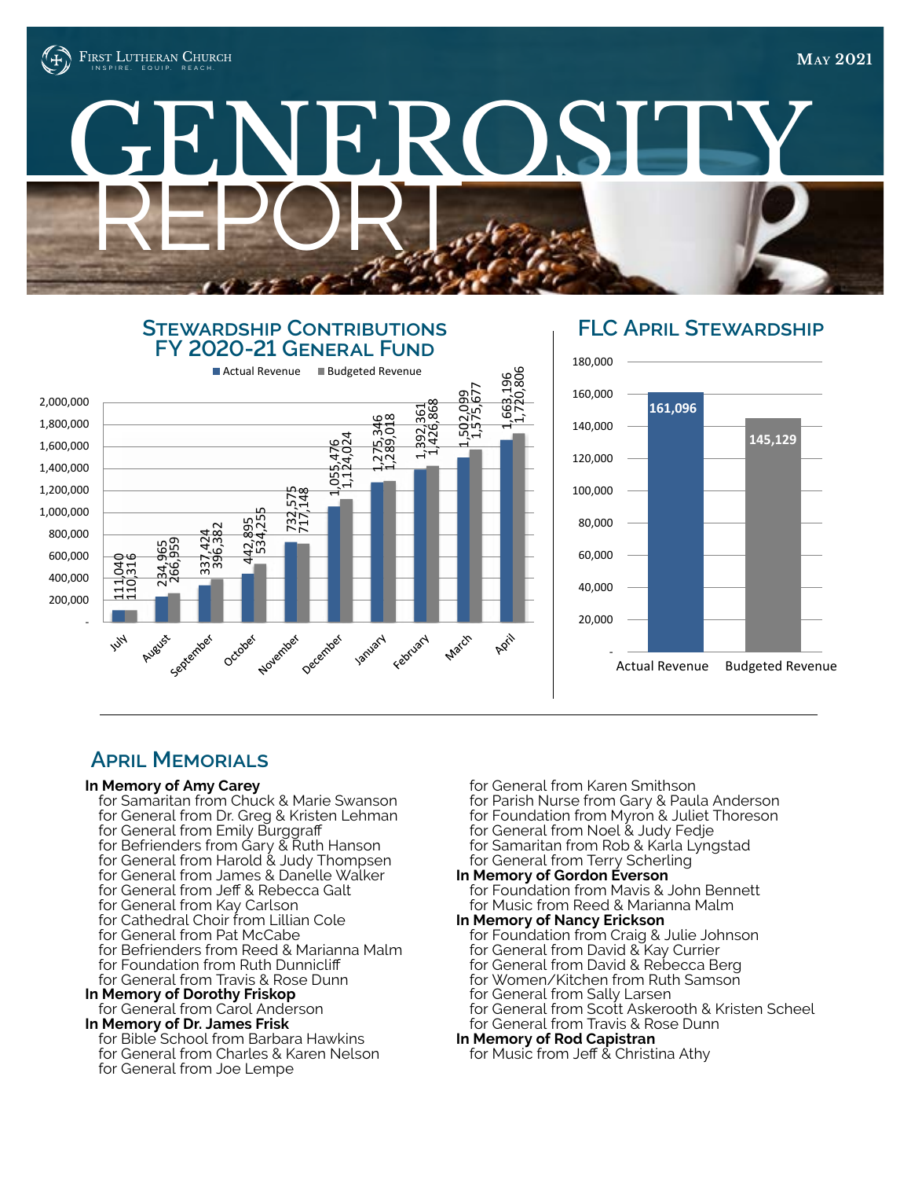First Lutheran Church
INSPIRE. EQUIP. REACH.

May 2021

# GENEROSITY REPORT

## Stewardship Contributions FY 2020-21 General Fund

| Month | Actual Revenue | Budgeted Revenue |
|---|---|---|
| July | 111,040 | 110,316 |
| August | 234,965 | 266,959 |
| September | 337,424 | 396,382 |
| October | 442,895 | 534,255 |
| November | 732,575 | 717,148 |
| December | 1,055,476 | 1,124,024 |
| January | 1,275,346 | 1,289,018 |
| February | 1,392,361 | 1,426,868 |
| March | 1,502,099 | 1,575,677 |
| April | 1,663,196 | 1,720,806 |

## FLC April Stewardship

| Actual Revenue | Budgeted Revenue |
|---|---|
| 161,096 | 145,129 |

## April Memorials

**In Memory of Amy Carey**
- for Samaritan from Chuck & Marie Swanson
- for General from Dr. Greg & Kristen Lehman
- for General from Emily Burggraff
- for Befrienders from Gary & Ruth Hanson
- for General from Harold & Judy Thompsen
- for General from James & Danelle Walker
- for General from Jeff & Rebecca Galt
- for General from Kay Carlson
- for Cathedral Choir from Lillian Cole
- for General from Pat McCabe
- for Befrienders from Reed & Marianna Malm
- for Foundation from Ruth Dunnicliff
- for General from Travis & Rose Dunn

**In Memory of Dorothy Friskop**
- for General from Carol Anderson

**In Memory of Dr. James Frisk**
- for Bible School from Barbara Hawkins
- for General from Charles & Karen Nelson
- for General from Joe Lempe
- for General from Karen Smithson
- for Parish Nurse from Gary & Paula Anderson
- for Foundation from Myron & Juliet Thoreson
- for General from Noel & Judy Fedje
- for Samaritan from Rob & Karla Lyngstad
- for General from Terry Scherling

**In Memory of Gordon Everson**
- for Foundation from Mavis & John Bennett
- for Music from Reed & Marianna Malm

**In Memory of Nancy Erickson**
- for Foundation from Craig & Julie Johnson
- for General from David & Kay Currier
- for General from David & Rebecca Berg
- for Women/Kitchen from Ruth Samson
- for General from Sally Larsen
- for General from Scott Askerooth & Kristen Scheel
- for General from Travis & Rose Dunn

**In Memory of Rod Capistran**
- for Music from Jeff & Christina Athy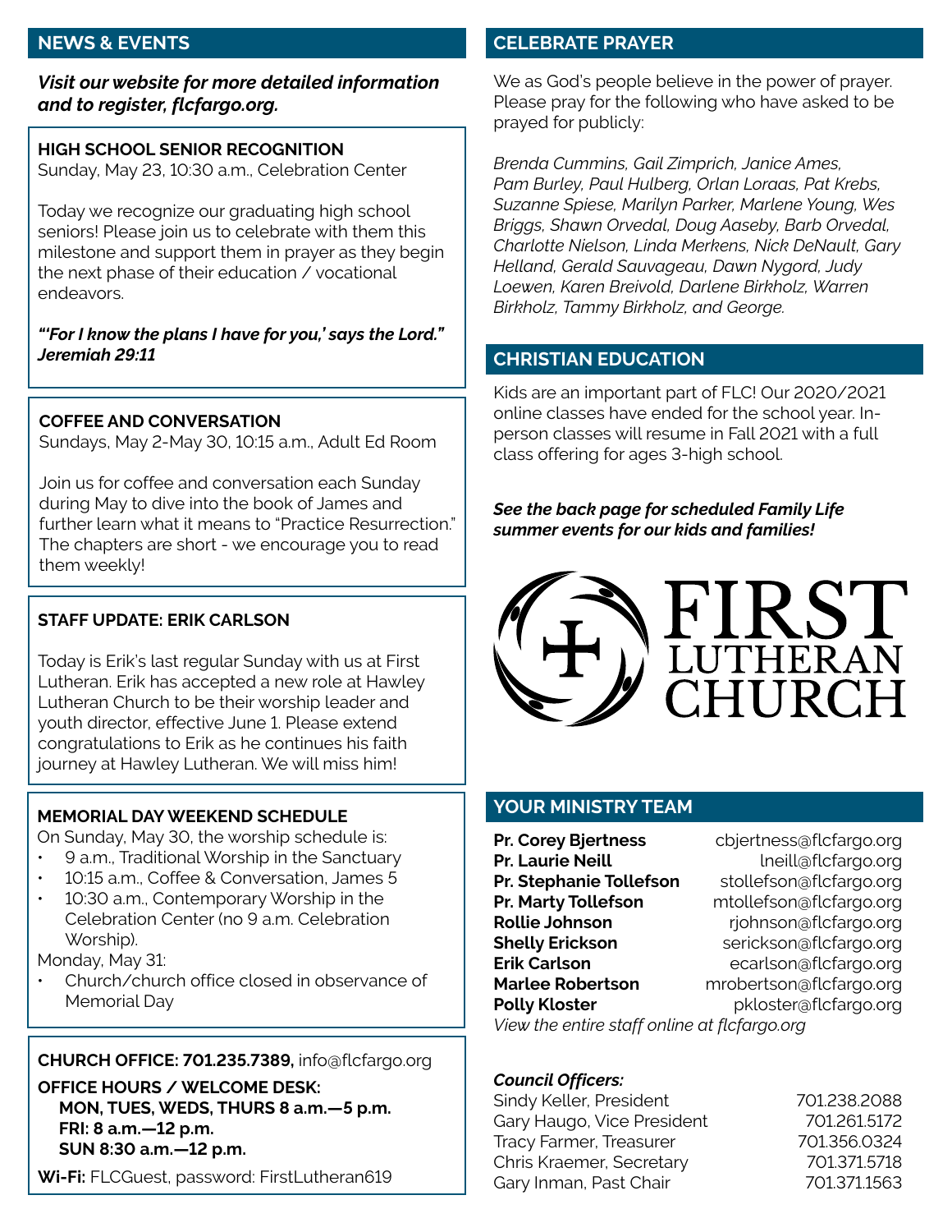## NEWS & EVENTS

***Visit our website for more detailed information and to register, flcfargo.org.***

**HIGH SCHOOL SENIOR RECOGNITION**
Sunday, May 23, 10:30 a.m., Celebration Center

Today we recognize our graduating high school seniors! Please join us to celebrate with them this milestone and support them in prayer as they begin the next phase of their education / vocational endeavors.

***"'For I know the plans I have for you,' says the Lord." Jeremiah 29:11***

**COFFEE AND CONVERSATION**
Sundays, May 2-May 30, 10:15 a.m., Adult Ed Room

Join us for coffee and conversation each Sunday during May to dive into the book of James and further learn what it means to "Practice Resurrection." The chapters are short - we encourage you to read them weekly!

**STAFF UPDATE: ERIK CARLSON**

Today is Erik's last regular Sunday with us at First Lutheran. Erik has accepted a new role at Hawley Lutheran Church to be their worship leader and youth director, effective June 1. Please extend congratulations to Erik as he continues his faith journey at Hawley Lutheran. We will miss him!

**MEMORIAL DAY WEEKEND SCHEDULE**
On Sunday, May 30, the worship schedule is:

- 9 a.m., Traditional Worship in the Sanctuary
- 10:15 a.m., Coffee & Conversation, James 5
- 10:30 a.m., Contemporary Worship in the Celebration Center (no 9 a.m. Celebration Worship).

Monday, May 31:

- Church/church office closed in observance of Memorial Day

**CHURCH OFFICE: 701.235.7389,** info@flcfargo.org

**OFFICE HOURS / WELCOME DESK:**
**MON, TUES, WEDS, THURS 8 a.m.—5 p.m.**
**FRI: 8 a.m.—12 p.m.**
**SUN 8:30 a.m.—12 p.m.**

**Wi-Fi:** FLCGuest, password: FirstLutheran619

## CELEBRATE PRAYER

We as God's people believe in the power of prayer. Please pray for the following who have asked to be prayed for publicly:

*Brenda Cummins, Gail Zimprich, Janice Ames, Pam Burley, Paul Hulberg, Orlan Loraas, Pat Krebs, Suzanne Spiese, Marilyn Parker, Marlene Young, Wes Briggs, Shawn Orvedal, Doug Aaseby, Barb Orvedal, Charlotte Nielson, Linda Merkens, Nick DeNault, Gary Helland, Gerald Sauvageau, Dawn Nygord, Judy Loewen, Karen Breivold, Darlene Birkholz, Warren Birkholz, Tammy Birkholz, and George.*

## CHRISTIAN EDUCATION

Kids are an important part of FLC! Our 2020/2021 online classes have ended for the school year. In-person classes will resume in Fall 2021 with a full class offering for ages 3-high school.

***See the back page for scheduled Family Life summer events for our kids and families!***

FIRST LUTHERAN CHURCH

## YOUR MINISTRY TEAM

| | |
|---|---|
| **Pr. Corey Bjertness** | cbjertness@flcfargo.org |
| **Pr. Laurie Neill** | lneill@flcfargo.org |
| **Pr. Stephanie Tollefson** | stollefson@flcfargo.org |
| **Pr. Marty Tollefson** | mtollefson@flcfargo.org |
| **Rollie Johnson** | rjohnson@flcfargo.org |
| **Shelly Erickson** | serickson@flcfargo.org |
| **Erik Carlson** | ecarlson@flcfargo.org |
| **Marlee Robertson** | mrobertson@flcfargo.org |
| **Polly Kloster** | pkloster@flcfargo.org |

*View the entire staff online at flcfargo.org*

***Council Officers:***

| | |
|---|---|
| Sindy Keller, President | 701.238.2088 |
| Gary Haugo, Vice President | 701.261.5172 |
| Tracy Farmer, Treasurer | 701.356.0324 |
| Chris Kraemer, Secretary | 701.371.5718 |
| Gary Inman, Past Chair | 701.371.1563 |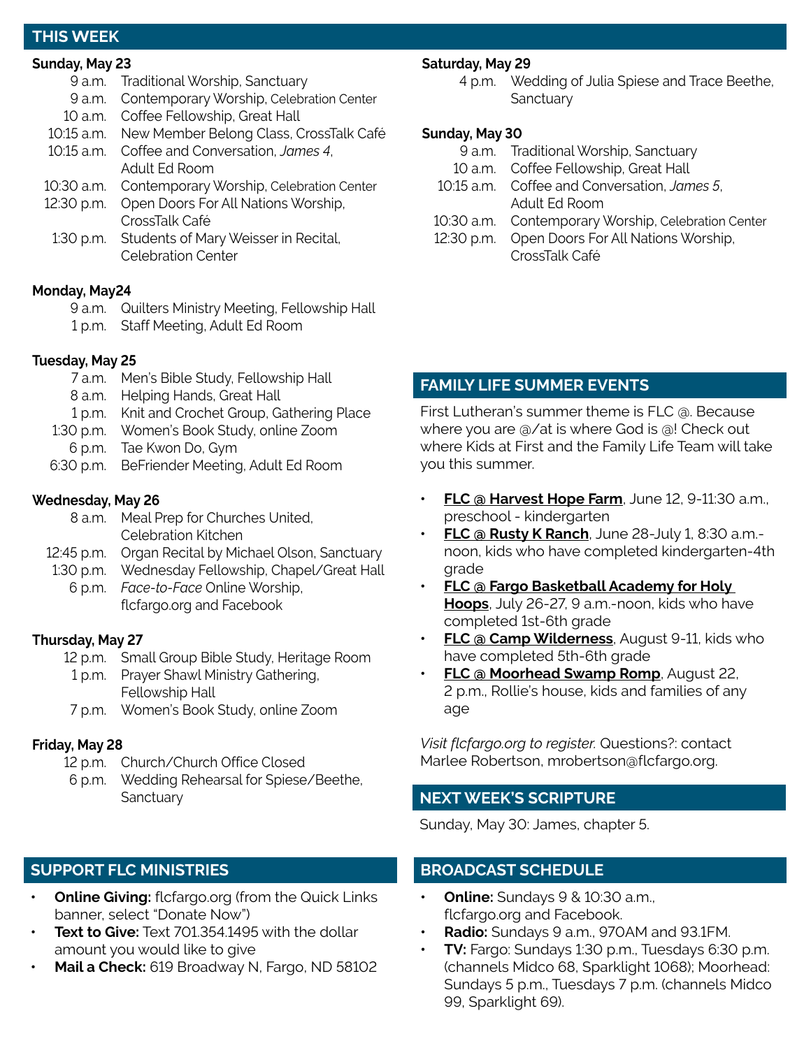## THIS WEEK

**Sunday, May 23**

- 9 a.m. Traditional Worship, Sanctuary
- 9 a.m. Contemporary Worship, Celebration Center
- 10 a.m. Coffee Fellowship, Great Hall
- 10:15 a.m. New Member Belong Class, CrossTalk Café
- 10:15 a.m. Coffee and Conversation, *James 4*, Adult Ed Room
- 10:30 a.m. Contemporary Worship, Celebration Center
- 12:30 p.m. Open Doors For All Nations Worship, CrossTalk Café
- 1:30 p.m. Students of Mary Weisser in Recital, Celebration Center

**Monday, May24**

- 9 a.m. Quilters Ministry Meeting, Fellowship Hall
- 1 p.m. Staff Meeting, Adult Ed Room

**Tuesday, May 25**

- 7 a.m. Men's Bible Study, Fellowship Hall
- 8 a.m. Helping Hands, Great Hall
- 1 p.m. Knit and Crochet Group, Gathering Place
- 1:30 p.m. Women's Book Study, online Zoom
- 6 p.m. Tae Kwon Do, Gym
- 6:30 p.m. BeFriender Meeting, Adult Ed Room

**Wednesday, May 26**

- 8 a.m. Meal Prep for Churches United, Celebration Kitchen
- 12:45 p.m. Organ Recital by Michael Olson, Sanctuary
- 1:30 p.m. Wednesday Fellowship, Chapel/Great Hall
- 6 p.m. *Face-to-Face* Online Worship, flcfargo.org and Facebook

**Thursday, May 27**

- 12 p.m. Small Group Bible Study, Heritage Room
- 1 p.m. Prayer Shawl Ministry Gathering, Fellowship Hall
- 7 p.m. Women's Book Study, online Zoom

**Friday, May 28**

- 12 p.m. Church/Church Office Closed
- 6 p.m. Wedding Rehearsal for Spiese/Beethe, Sanctuary

**Saturday, May 29**

- 4 p.m. Wedding of Julia Spiese and Trace Beethe, Sanctuary

**Sunday, May 30**

- 9 a.m. Traditional Worship, Sanctuary
- 10 a.m. Coffee Fellowship, Great Hall
- 10:15 a.m. Coffee and Conversation, *James 5*, Adult Ed Room
- 10:30 a.m. Contemporary Worship, Celebration Center
- 12:30 p.m. Open Doors For All Nations Worship, CrossTalk Café

## SUPPORT FLC MINISTRIES

- **Online Giving:** flcfargo.org (from the Quick Links banner, select "Donate Now")
- **Text to Give:** Text 701.354.1495 with the dollar amount you would like to give
- **Mail a Check:** 619 Broadway N, Fargo, ND 58102

## FAMILY LIFE SUMMER EVENTS

First Lutheran's summer theme is FLC @. Because where you are @/at is where God is @! Check out where Kids at First and the Family Life Team will take you this summer.

- **FLC @ Harvest Hope Farm**, June 12, 9-11:30 a.m., preschool - kindergarten
- **FLC @ Rusty K Ranch**, June 28-July 1, 8:30 a.m.-noon, kids who have completed kindergarten-4th grade
- **FLC @ Fargo Basketball Academy for Holy Hoops**, July 26-27, 9 a.m.-noon, kids who have completed 1st-6th grade
- **FLC @ Camp Wilderness**, August 9-11, kids who have completed 5th-6th grade
- **FLC @ Moorhead Swamp Romp**, August 22, 2 p.m., Rollie's house, kids and families of any age

*Visit flcfargo.org to register.* Questions?: contact Marlee Robertson, mrobertson@flcfargo.org.

## NEXT WEEK'S SCRIPTURE

Sunday, May 30: James, chapter 5.

## BROADCAST SCHEDULE

- **Online:** Sundays 9 & 10:30 a.m., flcfargo.org and Facebook.
- **Radio:** Sundays 9 a.m., 970AM and 93.1FM.
- **TV:** Fargo: Sundays 1:30 p.m., Tuesdays 6:30 p.m. (channels Midco 68, Sparklight 1068); Moorhead: Sundays 5 p.m., Tuesdays 7 p.m. (channels Midco 99, Sparklight 69).